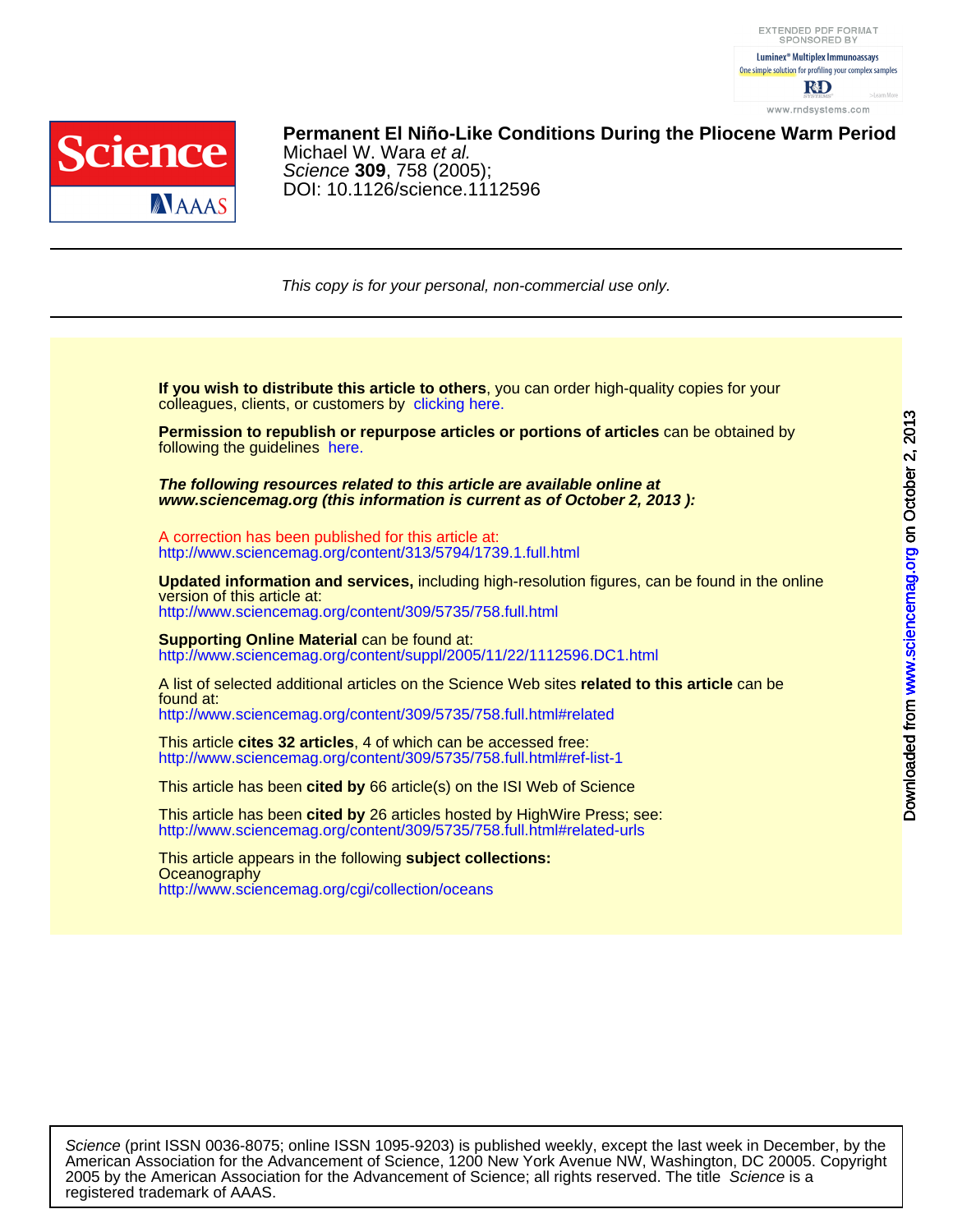# Permanent El Niño-Like Conditions During the Pliocene Warm Period

Michael W. Wara *et al.*
*Science* **309**, 758 (2005);
DOI: 10.1126/science.1112596

---

*This copy is for your personal, non-commercial use only.*

---

**If you wish to distribute this article to others**, you can order high-quality copies for your colleagues, clients, or customers by clicking here.

**Permission to republish or repurpose articles or portions of articles** can be obtained by following the guidelines here.

***The following resources related to this article are available online at www.sciencemag.org (this information is current as of October 2, 2013 ):***

A correction has been published for this article at:
http://www.sciencemag.org/content/313/5794/1739.1.full.html

**Updated information and services,** including high-resolution figures, can be found in the online version of this article at:
http://www.sciencemag.org/content/309/5735/758.full.html

**Supporting Online Material** can be found at:
http://www.sciencemag.org/content/suppl/2005/11/22/1112596.DC1.html

A list of selected additional articles on the Science Web sites **related to this article** can be found at:
http://www.sciencemag.org/content/309/5735/758.full.html#related

This article **cites 32 articles**, 4 of which can be accessed free:
http://www.sciencemag.org/content/309/5735/758.full.html#ref-list-1

This article has been **cited by** 66 article(s) on the ISI Web of Science

This article has been **cited by** 26 articles hosted by HighWire Press; see:
http://www.sciencemag.org/content/309/5735/758.full.html#related-urls

This article appears in the following **subject collections:**
Oceanography
http://www.sciencemag.org/cgi/collection/oceans

---

*Science* (print ISSN 0036-8075; online ISSN 1095-9203) is published weekly, except the last week in December, by the American Association for the Advancement of Science, 1200 New York Avenue NW, Washington, DC 20005. Copyright 2005 by the American Association for the Advancement of Science; all rights reserved. The title *Science* is a registered trademark of AAAS.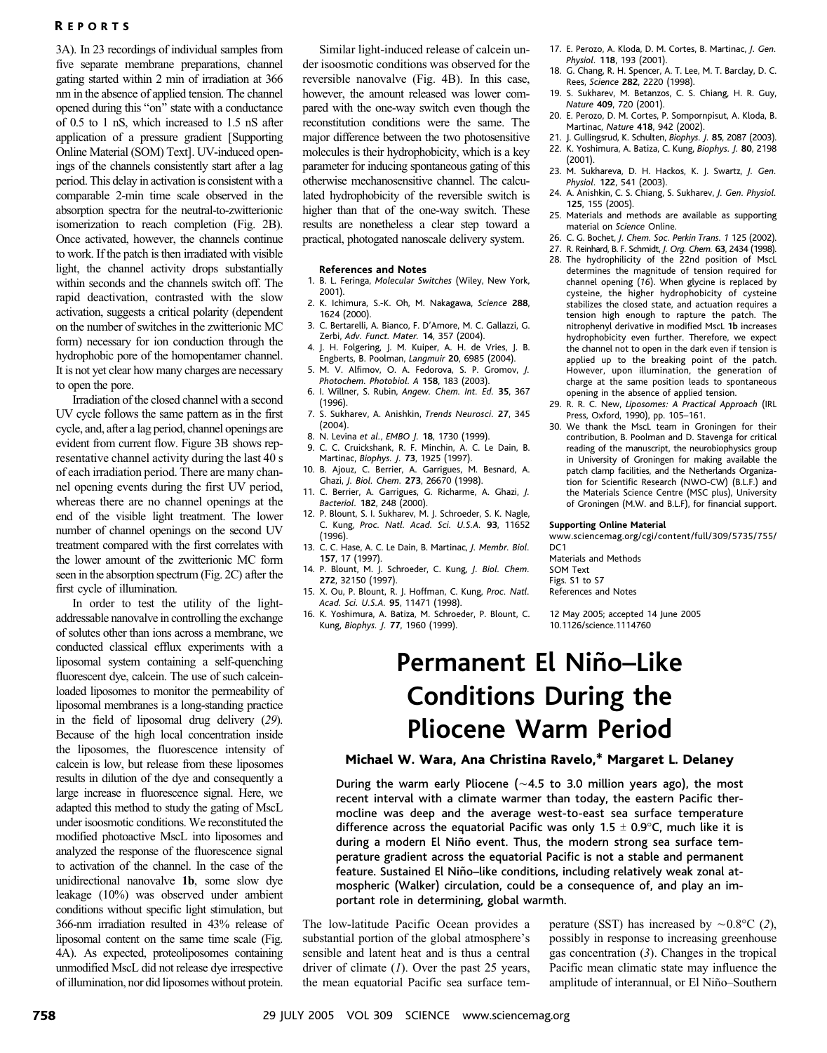3A). In 23 recordings of individual samples from five separate membrane preparations, channel gating started within 2 min of irradiation at 366 nm in the absence of applied tension. The channel opened during this "on" state with a conductance of 0.5 to 1 nS, which increased to 1.5 nS after application of a pressure gradient [Supporting Online Material (SOM) Text]. UV-induced openings of the channels consistently start after a lag period. This delay in activation is consistent with a comparable 2-min time scale observed in the absorption spectra for the neutral-to-zwitterionic isomerization to reach completion (Fig. 2B). Once activated, however, the channels continue to work. If the patch is then irradiated with visible light, the channel activity drops substantially within seconds and the channels switch off. The rapid deactivation, contrasted with the slow activation, suggests a critical polarity (dependent on the number of switches in the zwitterionic MC form) necessary for ion conduction through the hydrophobic pore of the homopentamer channel. It is not yet clear how many charges are necessary to open the pore.

Irradiation of the closed channel with a second UV cycle follows the same pattern as in the first cycle, and, after a lag period, channel openings are evident from current flow. Figure 3B shows representative channel activity during the last 40 s of each irradiation period. There are many channel opening events during the first UV period, whereas there are no channel openings at the end of the visible light treatment. The lower number of channel openings on the second UV treatment compared with the first correlates with the lower amount of the zwitterionic MC form seen in the absorption spectrum (Fig. 2C) after the first cycle of illumination.

In order to test the utility of the light-addressable nanovalve in controlling the exchange of solutes other than ions across a membrane, we conducted classical efflux experiments with a liposomal system containing a self-quenching fluorescent dye, calcein. The use of such calcein-loaded liposomes to monitor the permeability of liposomal membranes is a long-standing practice in the field of liposomal drug delivery (*29*). Because of the high local concentration inside the liposomes, the fluorescence intensity of calcein is low, but release from these liposomes results in dilution of the dye and consequently a large increase in fluorescence signal. Here, we adapted this method to study the gating of MscL under isoosmotic conditions. We reconstituted the modified photoactive MscL into liposomes and analyzed the response of the fluorescence signal to activation of the channel. In the case of the unidirectional nanovalve **1b**, some slow dye leakage (10%) was observed under ambient conditions without specific light stimulation, but 366-nm irradiation resulted in 43% release of liposomal content on the same time scale (Fig. 4A). As expected, proteoliposomes containing unmodified MscL did not release dye irrespective of illumination, nor did liposomes without protein.

Similar light-induced release of calcein under isoosmotic conditions was observed for the reversible nanovalve (Fig. 4B). In this case, however, the amount released was lower compared with the one-way switch even though the reconstitution conditions were the same. The major difference between the two photosensitive molecules is their hydrophobicity, which is a key parameter for inducing spontaneous gating of this otherwise mechanosensitive channel. The calculated hydrophobicity of the reversible switch is higher than that of the one-way switch. These results are nonetheless a clear step toward a practical, photogated nanoscale delivery system.

### References and Notes

1. B. L. Feringa, *Molecular Switches* (Wiley, New York, 2001).
2. K. Ichimura, S.-K. Oh, M. Nakagawa, *Science* **288**, 1624 (2000).
3. C. Bertarelli, A. Bianco, F. D'Amore, M. C. Gallazzi, G. Zerbi, *Adv. Funct. Mater.* **14**, 357 (2004).
4. J. H. Folgering, J. M. Kuiper, A. H. de Vries, J. B. Engberts, B. Poolman, *Langmuir* **20**, 6985 (2004).
5. M. V. Alfimov, O. A. Fedorova, S. P. Gromov, *J. Photochem. Photobiol. A* **158**, 183 (2003).
6. I. Willner, S. Rubin, *Angew. Chem. Int. Ed.* **35**, 367 (1996).
7. S. Sukharev, A. Anishkin, *Trends Neurosci.* **27**, 345 (2004).
8. N. Levina *et al.*, *EMBO J.* **18**, 1730 (1999).
9. C. C. Cruickshank, R. F. Minchin, A. C. Le Dain, B. Martinac, *Biophys. J.* **73**, 1925 (1997).
10. B. Ajouz, C. Berrier, A. Garrigues, M. Besnard, A. Ghazi, *J. Biol. Chem.* **273**, 26670 (1998).
11. C. Berrier, A. Garrigues, G. Richarme, A. Ghazi, *J. Bacteriol.* **182**, 248 (2000).
12. P. Blount, S. I. Sukharev, M. J. Schroeder, S. K. Nagle, C. Kung, *Proc. Natl. Acad. Sci. U.S.A.* **93**, 11652 (1996).
13. C. C. Hase, A. C. Le Dain, B. Martinac, *J. Membr. Biol.* **157**, 17 (1997).
14. P. Blount, M. J. Schroeder, C. Kung, *J. Biol. Chem.* **272**, 32150 (1997).
15. X. Ou, P. Blount, R. J. Hoffman, C. Kung, *Proc. Natl. Acad. Sci. U.S.A.* **95**, 11471 (1998).
16. K. Yoshimura, A. Batiza, M. Schroeder, P. Blount, C. Kung, *Biophys. J.* **77**, 1960 (1999).
17. E. Perozo, A. Kloda, D. M. Cortes, B. Martinac, *J. Gen. Physiol.* **118**, 193 (2001).
18. G. Chang, R. H. Spencer, A. T. Lee, M. T. Barclay, D. C. Rees, *Science* **282**, 2220 (1998).
19. S. Sukharev, M. Betanzos, C. S. Chiang, H. R. Guy, *Nature* **409**, 720 (2001).
20. E. Perozo, D. M. Cortes, P. Sompornpisut, A. Kloda, B. Martinac, *Nature* **418**, 942 (2002).
21. J. Gullingsrud, K. Schulten, *Biophys. J.* **85**, 2087 (2003).
22. K. Yoshimura, A. Batiza, C. Kung, *Biophys. J.* **80**, 2198 (2001).
23. M. Sukhareva, D. H. Hackos, K. J. Swartz, *J. Gen. Physiol.* **122**, 541 (2003).
24. A. Anishkin, C. S. Chiang, S. Sukharev, *J. Gen. Physiol.* **125**, 155 (2005).
25. Materials and methods are available as supporting material on *Science* Online.
26. C. G. Bochet, *J. Chem. Soc. Perkin Trans. 1* 125 (2002).
27. R. Reinhard, B. F. Schmidt, *J. Org. Chem.* **63**, 2434 (1998).
28. The hydrophilicity of the 22nd position of MscL determines the magnitude of tension required for channel opening (*16*). When glycine is replaced by cysteine, the higher hydrophobicity of cysteine stabilizes the closed state, and actuation requires a tension high enough to rapture the patch. The nitrophenyl derivative in modified MscL **1b** increases hydrophobicity even further. Therefore, we expect the channel not to open in the dark even if tension is applied up to the breaking point of the patch. However, upon illumination, the generation of charge at the same position leads to spontaneous opening in the absence of applied tension.
29. R. R. C. New, *Liposomes: A Practical Approach* (IRL Press, Oxford, 1990), pp. 105–161.
30. We thank the MscL team in Groningen for their contribution, B. Poolman and D. Stavenga for critical reading of the manuscript, the neurobiophysics group in University of Groningen for making available the patch clamp facilities, and the Netherlands Organization for Scientific Research (NWO-CW) (B.L.F.) and the Materials Science Centre (MSC plus), University of Groningen (M.W. and B.L.F), for financial support.

**Supporting Online Material**

www.sciencemag.org/cgi/content/full/309/5735/755/DC1
Materials and Methods
SOM Text
Figs. S1 to S7
References and Notes

12 May 2005; accepted 14 June 2005
10.1126/science.1114760

# Permanent El Niño–Like Conditions During the Pliocene Warm Period

**Michael W. Wara, Ana Christina Ravelo,\* Margaret L. Delaney**

**During the warm early Pliocene (~4.5 to 3.0 million years ago), the most recent interval with a climate warmer than today, the eastern Pacific thermocline was deep and the average west-to-east sea surface temperature difference across the equatorial Pacific was only 1.5 ± 0.9°C, much like it is during a modern El Niño event. Thus, the modern strong sea surface temperature gradient across the equatorial Pacific is not a stable and permanent feature. Sustained El Niño–like conditions, including relatively weak zonal atmospheric (Walker) circulation, could be a consequence of, and play an important role in determining, global warmth.**

The low-latitude Pacific Ocean provides a substantial portion of the global atmosphere's sensible and latent heat and is thus a central driver of climate (*1*). Over the past 25 years, the mean equatorial Pacific sea surface temperature (SST) has increased by ~0.8°C (*2*), possibly in response to increasing greenhouse gas concentration (*3*). Changes in the tropical Pacific mean climatic state may influence the amplitude of interannual, or El Niño–Southern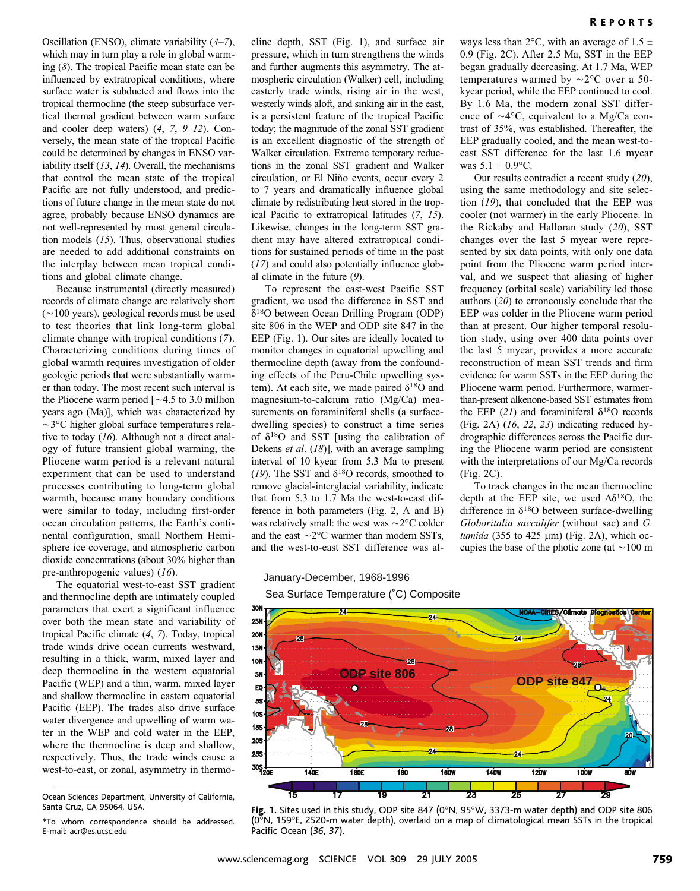Oscillation (ENSO), climate variability (*4–7*), which may in turn play a role in global warming (*8*). The tropical Pacific mean state can be influenced by extratropical conditions, where surface water is subducted and flows into the tropical thermocline (the steep subsurface vertical thermal gradient between warm surface and cooler deep waters) (*4*, *7*, *9–12*). Conversely, the mean state of the tropical Pacific could be determined by changes in ENSO variability itself (*13*, *14*). Overall, the mechanisms that control the mean state of the tropical Pacific are not fully understood, and predictions of future change in the mean state do not agree, probably because ENSO dynamics are not well-represented by most general circulation models (*15*). Thus, observational studies are needed to add additional constraints on the interplay between mean tropical conditions and global climate change.

Because instrumental (directly measured) records of climate change are relatively short (~100 years), geological records must be used to test theories that link long-term global climate change with tropical conditions (*7*). Characterizing conditions during times of global warmth requires investigation of older geologic periods that were substantially warmer than today. The most recent such interval is the Pliocene warm period [~4.5 to 3.0 million years ago (Ma)], which was characterized by ~3°C higher global surface temperatures relative to today (*16*). Although not a direct analogy of future transient global warming, the Pliocene warm period is a relevant natural experiment that can be used to understand processes contributing to long-term global warmth, because many boundary conditions were similar to today, including first-order ocean circulation patterns, the Earth's continental configuration, small Northern Hemisphere ice coverage, and atmospheric carbon dioxide concentrations (about 30% higher than pre-anthropogenic values) (*16*).

The equatorial west-to-east SST gradient and thermocline depth are intimately coupled parameters that exert a significant influence over both the mean state and variability of tropical Pacific climate (*4*, *7*). Today, tropical trade winds drive ocean currents westward, resulting in a thick, warm, mixed layer and deep thermocline in the western equatorial Pacific (WEP) and a thin, warm, mixed layer and shallow thermocline in eastern equatorial Pacific (EEP). The trades also drive surface water divergence and upwelling of warm water in the WEP and cold water in the EEP, where the thermocline is deep and shallow, respectively. Thus, the trade winds cause a west-to-east, or zonal, asymmetry in thermocline depth, SST (Fig. 1), and surface air pressure, which in turn strengthens the winds and further augments this asymmetry. The atmospheric circulation (Walker) cell, including easterly trade winds, rising air in the west, westerly winds aloft, and sinking air in the east, is a persistent feature of the tropical Pacific today; the magnitude of the zonal SST gradient is an excellent diagnostic of the strength of Walker circulation. Extreme temporary reductions in the zonal SST gradient and Walker circulation, or El Niño events, occur every 2 to 7 years and dramatically influence global climate by redistributing heat stored in the tropical Pacific to extratropical latitudes (*7*, *15*). Likewise, changes in the long-term SST gradient may have altered extratropical conditions for sustained periods of time in the past (*17*) and could also potentially influence global climate in the future (*9*).

To represent the east-west Pacific SST gradient, we used the difference in SST and $\delta^{18}O$ between Ocean Drilling Program (ODP) site 806 in the WEP and ODP site 847 in the EEP (Fig. 1). Our sites are ideally located to monitor changes in equatorial upwelling and thermocline depth (away from the confounding effects of the Peru-Chile upwelling system). At each site, we made paired $\delta^{18}O$ and magnesium-to-calcium ratio (Mg/Ca) measurements on foraminiferal shells (a surface-dwelling species) to construct a time series of $\delta^{18}O$ and SST [using the calibration of Dekens *et al*. (*18*)], with an average sampling interval of 10 kyear from 5.3 Ma to present (*19*). The SST and $\delta^{18}O$ records, smoothed to remove glacial-interglacial variability, indicate that from 5.3 to 1.7 Ma the west-to-east difference in both parameters (Fig. 2, A and B) was relatively small: the west was ~2°C colder and the east ~2°C warmer than modern SSTs, and the west-to-east SST difference was always less than 2°C, with an average of 1.5 ± 0.9 (Fig. 2C). After 2.5 Ma, SST in the EEP began gradually decreasing. At 1.7 Ma, WEP temperatures warmed by ~2°C over a 50-kyear period, while the EEP continued to cool. By 1.6 Ma, the modern zonal SST difference of ~4°C, equivalent to a Mg/Ca contrast of 35%, was established. Thereafter, the EEP gradually cooled, and the mean west-to-east SST difference for the last 1.6 myear was 5.1 ± 0.9°C.

Our results contradict a recent study (*20*), using the same methodology and site selection (*19*), that concluded that the EEP was cooler (not warmer) in the early Pliocene. In the Rickaby and Halloran study (*20*), SST changes over the last 5 myear were represented by six data points, with only one data point from the Pliocene warm period interval, and we suspect that aliasing of higher frequency (orbital scale) variability led those authors (*20*) to erroneously conclude that the EEP was colder in the Pliocene warm period than at present. Our higher temporal resolution study, using over 400 data points over the last 5 myear, provides a more accurate reconstruction of mean SST trends and firm evidence for warm SSTs in the EEP during the Pliocene warm period. Furthermore, warmer-than-present alkenone-based SST estimates from the EEP (*21*) and foraminiferal $\delta^{18}O$ records (Fig. 2A) (*16*, *22*, *23*) indicating reduced hydrographic differences across the Pacific during the Pliocene warm period are consistent with the interpretations of our Mg/Ca records (Fig. 2C).

To track changes in the mean thermocline depth at the EEP site, we used $\Delta\delta^{18}O$, the difference in $\delta^{18}O$ between surface-dwelling *Globoritalia sacculifer* (without sac) and *G. tumida* (355 to 425 μm) (Fig. 2A), which occupies the base of the photic zone (at ~100 m

Ocean Sciences Department, University of California, Santa Cruz, CA 95064, USA.

*To whom correspondence should be addressed. E-mail: acr@es.ucsc.edu

**Fig. 1.** Sites used in this study, ODP site 847 (0°N, 95°W, 3373-m water depth) and ODP site 806 (0°N, 159°E, 2520-m water depth), overlaid on a map of climatological mean SSTs in the tropical Pacific Ocean (*36*, *37*).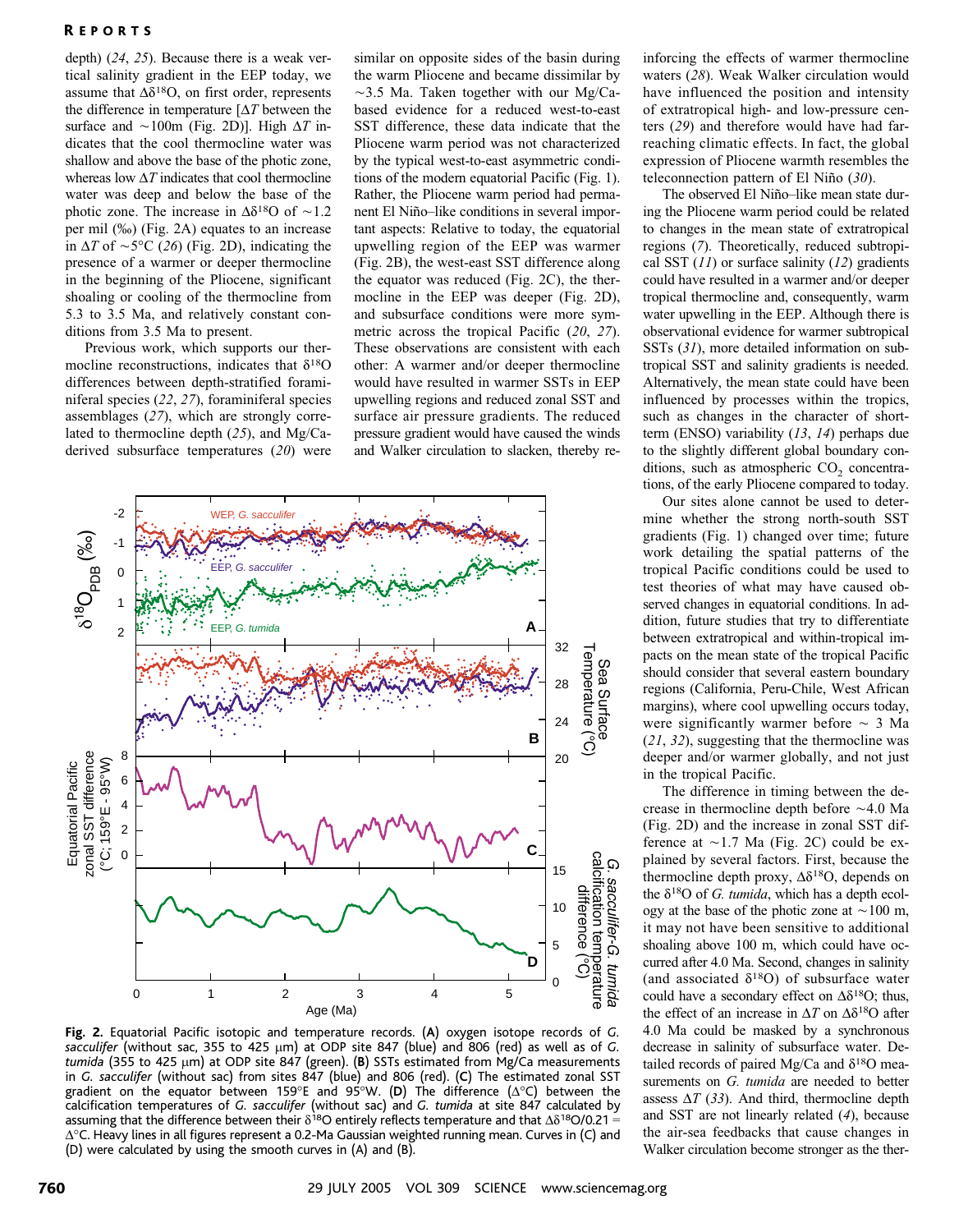depth) (*24*, *25*). Because there is a weak vertical salinity gradient in the EEP today, we assume that $\Delta\delta^{18}O$, on first order, represents the difference in temperature [$\Delta T$ between the surface and ~100m (Fig. 2D)]. High $\Delta T$ indicates that the cool thermocline water was shallow and above the base of the photic zone, whereas low $\Delta T$ indicates that cool thermocline water was deep and below the base of the photic zone. The increase in $\Delta\delta^{18}O$ of ~1.2 per mil (‰) (Fig. 2A) equates to an increase in $\Delta T$ of ~5°C (*26*) (Fig. 2D), indicating the presence of a warmer or deeper thermocline in the beginning of the Pliocene, significant shoaling or cooling of the thermocline from 5.3 to 3.5 Ma, and relatively constant conditions from 3.5 Ma to present.

Previous work, which supports our thermocline reconstructions, indicates that $\delta^{18}O$ differences between depth-stratified foraminiferal species (*22*, *27*), foraminiferal species assemblages (*27*), which are strongly correlated to thermocline depth (*25*), and Mg/Ca-derived subsurface temperatures (*20*) were similar on opposite sides of the basin during the warm Pliocene and became dissimilar by ~3.5 Ma. Taken together with our Mg/Ca-based evidence for a reduced west-to-east SST difference, these data indicate that the Pliocene warm period was not characterized by the typical west-to-east asymmetric conditions of the modern equatorial Pacific (Fig. 1). Rather, the Pliocene warm period had permanent El Niño–like conditions in several important aspects: Relative to today, the equatorial upwelling region of the EEP was warmer (Fig. 2B), the west-east SST difference along the equator was reduced (Fig. 2C), the thermocline in the EEP was deeper (Fig. 2D), and subsurface conditions were more symmetric across the tropical Pacific (*20*, *27*). These observations are consistent with each other: A warmer and/or deeper thermocline would have resulted in warmer SSTs in EEP upwelling regions and reduced zonal SST and surface air pressure gradients. The reduced pressure gradient would have caused the winds and Walker circulation to slacken, thereby reinforcing the effects of warmer thermocline waters (*28*). Weak Walker circulation would have influenced the position and intensity of extratropical high- and low-pressure centers (*29*) and therefore would have had far-reaching climatic effects. In fact, the global expression of Pliocene warmth resembles the teleconnection pattern of El Niño (*30*).

The observed El Niño–like mean state during the Pliocene warm period could be related to changes in the mean state of extratropical regions (*7*). Theoretically, reduced subtropical SST (*11*) or surface salinity (*12*) gradients could have resulted in a warmer and/or deeper tropical thermocline and, consequently, warm water upwelling in the EEP. Although there is observational evidence for warmer subtropical SSTs (*31*), more detailed information on subtropical SST and salinity gradients is needed. Alternatively, the mean state could have been influenced by processes within the tropics, such as changes in the character of short-term (ENSO) variability (*13*, *14*) perhaps due to the slightly different global boundary conditions, such as atmospheric $CO_2$ concentrations, of the early Pliocene compared to today.

Our sites alone cannot be used to determine whether the strong north-south SST gradients (Fig. 1) changed over time; future work detailing the spatial patterns of the tropical Pacific conditions could be used to test theories of what may have caused observed changes in equatorial conditions. In addition, future studies that try to differentiate between extratropical and within-tropical impacts on the mean state of the tropical Pacific should consider that several eastern boundary regions (California, Peru-Chile, West African margins), where cool upwelling occurs today, were significantly warmer before ~ 3 Ma (*21*, *32*), suggesting that the thermocline was deeper and/or warmer globally, and not just in the tropical Pacific.

The difference in timing between the decrease in thermocline depth before ~4.0 Ma (Fig. 2D) and the increase in zonal SST difference at ~1.7 Ma (Fig. 2C) could be explained by several factors. First, because the thermocline depth proxy, $\Delta\delta^{18}O$, depends on the $\delta^{18}O$ of *G. tumida*, which has a depth ecology at the base of the photic zone at ~100 m, it may not have been sensitive to additional shoaling above 100 m, which could have occurred after 4.0 Ma. Second, changes in salinity (and associated $\delta^{18}O$) of subsurface water could have a secondary effect on $\Delta\delta^{18}O$; thus, the effect of an increase in $\Delta T$ on $\Delta\delta^{18}O$ after 4.0 Ma could be masked by a synchronous decrease in salinity of subsurface water. Detailed records of paired Mg/Ca and $\delta^{18}O$ measurements on *G. tumida* are needed to better assess $\Delta T$ (*33*). And third, thermocline depth and SST are not linearly related (*4*), because the air-sea feedbacks that cause changes in Walker circulation become stronger as the ther-

**Fig. 2.** Equatorial Pacific isotopic and temperature records. (**A**) oxygen isotope records of *G. sacculifer* (without sac, 355 to 425 μm) at ODP site 847 (blue) and 806 (red) as well as of *G. tumida* (355 to 425 μm) at ODP site 847 (green). (**B**) SSTs estimated from Mg/Ca measurements in *G. sacculifer* (without sac) from sites 847 (blue) and 806 (red). (**C**) The estimated zonal SST gradient on the equator between 159°E and 95°W. (**D**) The difference (Δ°C) between the calcification temperatures of *G. sacculifer* (without sac) and *G. tumida* at site 847 calculated by assuming that the difference between their $\delta^{18}O$ entirely reflects temperature and that $\Delta\delta^{18}O/0.21 = \Delta$°C. Heavy lines in all figures represent a 0.2-Ma Gaussian weighted running mean. Curves in (C) and (D) were calculated by using the smooth curves in (A) and (B).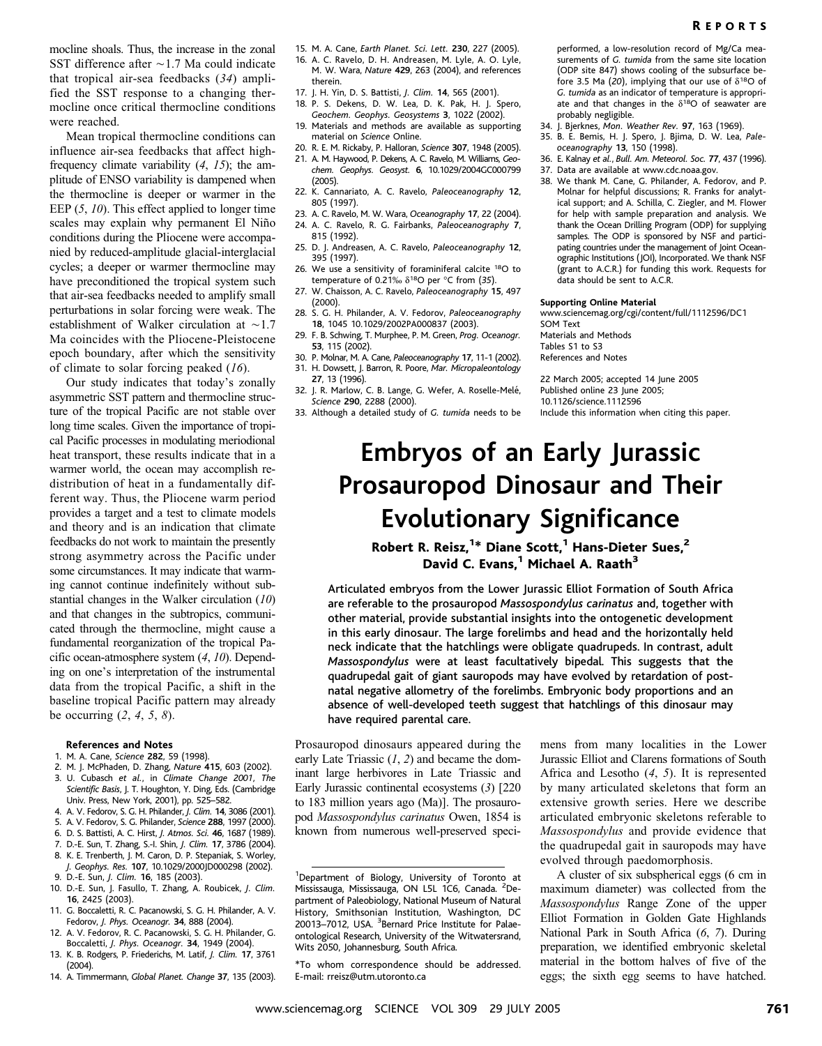mocline shoals. Thus, the increase in the zonal SST difference after ~1.7 Ma could indicate that tropical air-sea feedbacks (*34*) amplified the SST response to a changing thermocline once critical thermocline conditions were reached.

Mean tropical thermocline conditions can influence air-sea feedbacks that affect high-frequency climate variability (*4*, *15*); the amplitude of ENSO variability is dampened when the thermocline is deeper or warmer in the EEP (*5*, *10*). This effect applied to longer time scales may explain why permanent El Niño conditions during the Pliocene were accompanied by reduced-amplitude glacial-interglacial cycles; a deeper or warmer thermocline may have preconditioned the tropical system such that air-sea feedbacks needed to amplify small perturbations in solar forcing were weak. The establishment of Walker circulation at ~1.7 Ma coincides with the Pliocene-Pleistocene epoch boundary, after which the sensitivity of climate to solar forcing peaked (*16*).

Our study indicates that today's zonally asymmetric SST pattern and thermocline structure of the tropical Pacific are not stable over long time scales. Given the importance of tropical Pacific processes in modulating meriodional heat transport, these results indicate that in a warmer world, the ocean may accomplish redistribution of heat in a fundamentally different way. Thus, the Pliocene warm period provides a target and a test to climate models and theory and is an indication that climate feedbacks do not work to maintain the presently strong asymmetry across the Pacific under some circumstances. It may indicate that warming cannot continue indefinitely without substantial changes in the Walker circulation (*10*) and that changes in the subtropics, communicated through the thermocline, might cause a fundamental reorganization of the tropical Pacific ocean-atmosphere system (*4*, *10*). Depending on one's interpretation of the instrumental data from the tropical Pacific, a shift in the baseline tropical Pacific pattern may already be occurring (*2*, *4*, *5*, *8*).

**References and Notes**

1. M. A. Cane, *Science* **282**, 59 (1998).
2. M. J. McPhaden, D. Zhang, *Nature* **415**, 603 (2002).
3. U. Cubasch *et al.*, in *Climate Change 2001, The Scientific Basis*, J. T. Houghton, Y. Ding, Eds. (Cambridge Univ. Press, New York, 2001), pp. 525–582.
4. A. V. Fedorov, S. G. H. Philander, *J. Clim.* **14**, 3086 (2001).
5. A. V. Fedorov, S. G. Philander, *Science* **288**, 1997 (2000).
6. D. S. Battisti, A. C. Hirst, *J. Atmos. Sci.* **46**, 1687 (1989).
7. D.-E. Sun, T. Zhang, S.-I. Shin, *J. Clim.* **17**, 3786 (2004).
8. K. E. Trenberth, J. M. Caron, D. P. Stepaniak, S. Worley, *J. Geophys. Res.* **107**, 10.1029/2000JD000278 (2002).
9. D.-E. Sun, *J. Clim.* **16**, 185 (2003).
10. D.-E. Sun, J. Fasullo, T. Zhang, A. Roubicek, *J. Clim.* **16**, 2425 (2003).
11. G. Boccaletti, R. C. Pacanowski, S. G. H. Philander, A. V. Fedorov, *J. Phys. Oceanogr.* **34**, 888 (2004).
12. A. V. Fedorov, R. C. Pacanowski, S. G. H. Philander, G. Boccaletti, *J. Phys. Oceanogr.* **34**, 1949 (2004).
13. K. B. Rodgers, P. Friederichs, M. Latif, *J. Clim.* **17**, 3761 (2004).
14. A. Timmermann, *Global Planet. Change* **37**, 135 (2003).
15. M. A. Cane, *Earth Planet. Sci. Lett.* **230**, 227 (2005).
16. A. C. Ravelo, D. H. Andreasen, M. Lyle, A. O. Lyle, M. W. Wara, *Nature* **429**, 263 (2004), and references therein.
17. J. H. Yin, D. S. Battisti, *J. Clim.* **14**, 565 (2001).
18. P. S. Dekens, D. W. Lea, D. K. Pak, H. J. Spero, *Geochem. Geophys. Geosystems* **3**, 1022 (2002).
19. Materials and methods are available as supporting material on *Science* Online.
20. R. E. M. Rickaby, P. Halloran, *Science* **307**, 1948 (2005).
21. A. M. Haywood, P. Dekens, A. C. Ravelo, M. Williams, *Geochem. Geophys. Geosyst.* **6**, 10.1029/2004GC000799 (2005).
22. K. Cannariato, A. C. Ravelo, *Paleoceanography* **12**, 805 (1997).
23. A. C. Ravelo, M. W. Wara, *Oceanography* **17**, 22 (2004).
24. A. C. Ravelo, R. G. Fairbanks, *Paleoceanography* **7**, 815 (1992).
25. D. J. Andreasen, A. C. Ravelo, *Paleoceanography* **12**, 395 (1997).
26. We use a sensitivity of foraminiferal calcite $^{18}O$ to temperature of 0.21‰ $\delta^{18}O$ per °C from (*35*).
27. W. Chaisson, A. C. Ravelo, *Paleoceanography* **15**, 497 (2000).
28. S. G. H. Philander, A. V. Fedorov, *Paleoceanography* **18**, 1045 10.1029/2002PA000837 (2003).
29. F. B. Schwing, T. Murphee, P. M. Green, *Prog. Oceanogr.* **53**, 115 (2002).
30. P. Molnar, M. A. Cane, *Paleoceanography* **17**, 11-1 (2002).
31. H. Dowsett, J. Barron, R. Poore, *Mar. Micropaleontology* **27**, 13 (1996).
32. J. R. Marlow, C. B. Lange, G. Wefer, A. Rosell-Melé, *Science* **290**, 2288 (2000).
33. Although a detailed study of *G. tumida* needs to be performed, a low-resolution record of Mg/Ca measurements of *G. tumida* from the same site location (ODP site 847) shows cooling of the subsurface before 3.5 Ma (*20*), implying that our use of $\delta^{18}O$ of *G. tumida* as an indicator of temperature is appropriate and that changes in the $\delta^{18}O$ of seawater are probably negligible.
34. J. Bjerknes, *Mon. Weather Rev.* **97**, 163 (1969).
35. B. E. Bemis, H. J. Spero, J. Bjima, D. W. Lea, *Paleoceanography* **13**, 150 (1998).
36. E. Kalnay *et al.*, *Bull. Am. Meteorol. Soc.* **77**, 437 (1996).
37. Data are available at www.cdc.noaa.gov.
38. We thank M. Cane, G. Philander, A. Fedorov, and P. Molnar for helpful discussions; R. Franks for analytical support; and A. Schilla, C. Ziegler, and M. Flower for help with sample preparation and analysis. We thank the Ocean Drilling Program (ODP) for supplying samples. The ODP is sponsored by NSF and participating countries under the management of Joint Oceanographic Institutions (JOI), Incorporated. We thank NSF (grant to A.C.R.) for funding this work. Requests for data should be sent to A.C.R.

**Supporting Online Material**
www.sciencemag.org/cgi/content/full/1112596/DC1
SOM Text
Materials and Methods
Tables S1 to S3
References and Notes

22 March 2005; accepted 14 June 2005
Published online 23 June 2005;
10.1126/science.1112596
Include this information when citing this paper.

# Embryos of an Early Jurassic Prosauropod Dinosaur and Their Evolutionary Significance

**Robert R. Reisz,[1]* Diane Scott,[1] Hans-Dieter Sues,[2] David C. Evans,[1] Michael A. Raath[3]**

**Articulated embryos from the Lower Jurassic Elliot Formation of South Africa are referable to the prosauropod *Massospondylus carinatus* and, together with other material, provide substantial insights into the ontogenetic development in this early dinosaur. The large forelimbs and head and the horizontally held neck indicate that the hatchlings were obligate quadrupeds. In contrast, adult *Massospondylus* were at least facultatively bipedal. This suggests that the quadrupedal gait of giant sauropods may have evolved by retardation of postnatal negative allometry of the forelimbs. Embryonic body proportions and an absence of well-developed teeth suggest that hatchlings of this dinosaur may have required parental care.**

Prosauropod dinosaurs appeared during the early Late Triassic (*1*, *2*) and became the dominant large herbivores in Late Triassic and Early Jurassic continental ecosystems (*3*) [220 to 183 million years ago (Ma)]. The prosauropod *Massospondylus carinatus* Owen, 1854 is known from numerous well-preserved specimens from many localities in the Lower Jurassic Elliot and Clarens formations of South Africa and Lesotho (*4*, *5*). It is represented by many articulated skeletons that form an extensive growth series. Here we describe articulated embryonic skeletons referable to *Massospondylus* and provide evidence that the quadrupedal gait in sauropods may have evolved through paedomorphosis.

A cluster of six subspherical eggs (6 cm in maximum diameter) was collected from the *Massospondylus* Range Zone of the upper Elliot Formation in Golden Gate Highlands National Park in South Africa (*6*, *7*). During preparation, we identified embryonic skeletal material in the bottom halves of five of the eggs; the sixth egg seems to have hatched.

[1]Department of Biology, University of Toronto at Mississauga, Mississauga, ON L5L 1C6, Canada. [2]Department of Paleobiology, National Museum of Natural History, Smithsonian Institution, Washington, DC 20013–7012, USA. [3]Bernard Price Institute for Palaeontological Research, University of the Witwatersrand, Wits 2050, Johannesburg, South Africa.

*To whom correspondence should be addressed. E-mail: rreisz@utm.utoronto.ca